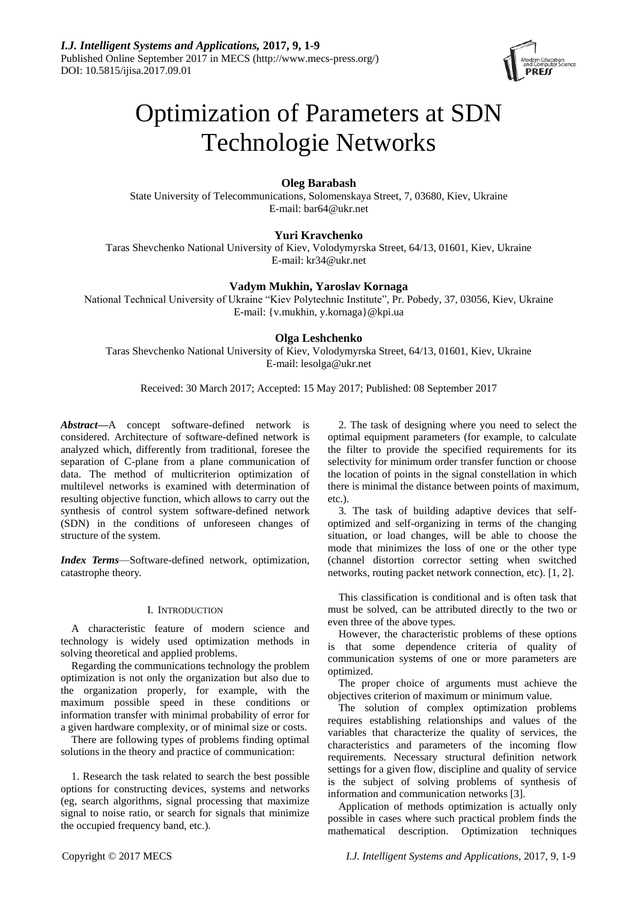# Optimization of Parameters at SDN Technologie Networks

**Oleg Barabash**

State University of Telecommunications, Solomenskaya Street, 7, 03680, Kiev, Ukraine
E-mail: bar64@ukr.net

**Yuri Kravchenko**

Taras Shevchenko National University of Kiev, Volodymyrska Street, 64/13, 01601, Kiev, Ukraine
E-mail: kr34@ukr.net

**Vadym Mukhin, Yaroslav Kornaga**

National Technical University of Ukraine "Kiev Polytechnic Institute", Pr. Pobedy, 37, 03056, Kiev, Ukraine
E-mail: {v.mukhin, y.kornaga}@kpi.ua

**Olga Leshchenko**

Taras Shevchenko National University of Kiev, Volodymyrska Street, 64/13, 01601, Kiev, Ukraine
E-mail: lesolga@ukr.net

Received: 30 March 2017; Accepted: 15 May 2017; Published: 08 September 2017

***Abstract*—**A concept software-defined network is considered. Architecture of software-defined network is analyzed which, differently from traditional, foresee the separation of C-plane from a plane communication of data. The method of multicriterion optimization of multilevel networks is examined with determination of resulting objective function, which allows to carry out the synthesis of control system software-defined network (SDN) in the conditions of unforeseen changes of structure of the system.

***Index Terms*—**Software-defined network, optimization, catastrophe theory.

## I. Introduction

A characteristic feature of modern science and technology is widely used optimization methods in solving theoretical and applied problems.

Regarding the communications technology the problem optimization is not only the organization but also due to the organization properly, for example, with the maximum possible speed in these conditions or information transfer with minimal probability of error for a given hardware complexity, or of minimal size or costs.

There are following types of problems finding optimal solutions in the theory and practice of communication:

1. Research the task related to search the best possible options for constructing devices, systems and networks (eg, search algorithms, signal processing that maximize signal to noise ratio, or search for signals that minimize the occupied frequency band, etc.).

2. The task of designing where you need to select the optimal equipment parameters (for example, to calculate the filter to provide the specified requirements for its selectivity for minimum order transfer function or choose the location of points in the signal constellation in which there is minimal the distance between points of maximum, etc.).

3. The task of building adaptive devices that self-optimized and self-organizing in terms of the changing situation, or load changes, will be able to choose the mode that minimizes the loss of one or the other type (channel distortion corrector setting when switched networks, routing packet network connection, etc). [1, 2].

This classification is conditional and is often task that must be solved, can be attributed directly to the two or even three of the above types.

However, the characteristic problems of these options is that some dependence criteria of quality of communication systems of one or more parameters are optimized.

The proper choice of arguments must achieve the objectives criterion of maximum or minimum value.

The solution of complex optimization problems requires establishing relationships and values of the variables that characterize the quality of services, the characteristics and parameters of the incoming flow requirements. Necessary structural definition network settings for a given flow, discipline and quality of service is the subject of solving problems of synthesis of information and communication networks [3].

Application of methods optimization is actually only possible in cases where such practical problem finds the mathematical description. Optimization techniques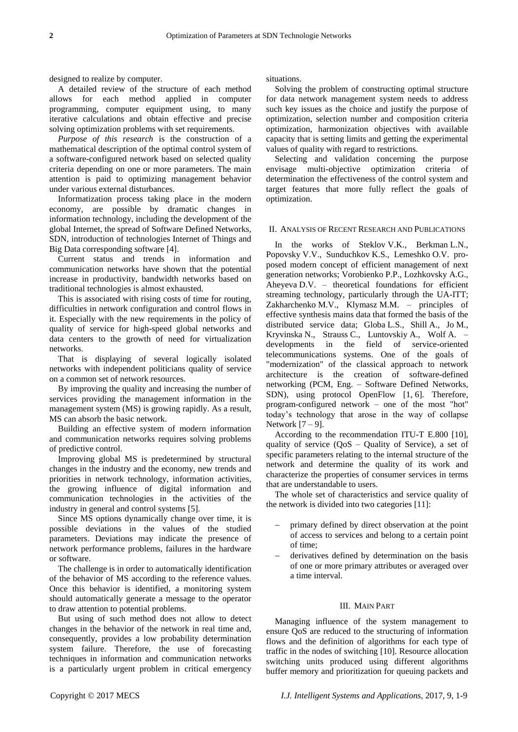designed to realize by computer.

A detailed review of the structure of each method allows for each method applied in computer programming, computer equipment using, to many iterative calculations and obtain effective and precise solving optimization problems with set requirements.

*Purpose of this research* is the construction of a mathematical description of the optimal control system of a software-configured network based on selected quality criteria depending on one or more parameters. The main attention is paid to optimizing management behavior under various external disturbances.

Informatization process taking place in the modern economy, are possible by dramatic changes in information technology, including the development of the global Internet, the spread of Software Defined Networks, SDN, introduction of technologies Internet of Things and Big Data corresponding software [4].

Current status and trends in information and communication networks have shown that the potential increase in productivity, bandwidth networks based on traditional technologies is almost exhausted.

This is associated with rising costs of time for routing, difficulties in network configuration and control flows in it. Especially with the new requirements in the policy of quality of service for high-speed global networks and data centers to the growth of need for virtualization networks.

That is displaying of several logically isolated networks with independent politicians quality of service on a common set of network resources.

By improving the quality and increasing the number of services providing the management information in the management system (MS) is growing rapidly. As a result, MS can absorb the basic network.

Building an effective system of modern information and communication networks requires solving problems of predictive control.

Improving global MS is predetermined by structural changes in the industry and the economy, new trends and priorities in network technology, information activities, the growing influence of digital information and communication technologies in the activities of the industry in general and control systems [5].

Since MS options dynamically change over time, it is possible deviations in the values of the studied parameters. Deviations may indicate the presence of network performance problems, failures in the hardware or software.

The challenge is in order to automatically identification of the behavior of MS according to the reference values. Once this behavior is identified, a monitoring system should automatically generate a message to the operator to draw attention to potential problems.

But using of such method does not allow to detect changes in the behavior of the network in real time and, consequently, provides a low probability determination system failure. Therefore, the use of forecasting techniques in information and communication networks is a particularly urgent problem in critical emergency situations.

Solving the problem of constructing optimal structure for data network management system needs to address such key issues as the choice and justify the purpose of optimization, selection number and composition criteria optimization, harmonization objectives with available capacity that is setting limits and getting the experimental values of quality with regard to restrictions.

Selecting and validation concerning the purpose envisage multi-objective optimization criteria of determination the effectiveness of the control system and target features that more fully reflect the goals of optimization.

## II. Analysis of Recent Research and Publications

In the works of Steklov V.K., Berkman L.N., Popovsky V.V., Sunduchkov K.S., Lemeshko O.V. proposed modern concept of efficient management of next generation networks; Vorobienko P.P., Lozhkovsky A.G., Aheyeva D.V. – theoretical foundations for efficient streaming technology, particularly through the UA-ITT; Zakharchenko M.V., Klymasz M.M. – principles of effective synthesis mains data that formed the basis of the distributed service data; Globa L.S., Shill A., Jo M., Kryvinska N., Strauss C., Luntovskiy A., Wolf A. – developments in the field of service-oriented telecommunications systems. One of the goals of "modernization" of the classical approach to network architecture is the creation of software-defined networking (PCM, Eng. – Software Defined Networks, SDN), using protocol OpenFlow [1, 6]. Therefore, program-configured network – one of the most "hot" today's technology that arose in the way of collapse Network [7 – 9].

According to the recommendation ITU-T E.800 [10], quality of service (QoS – Quality of Service), a set of specific parameters relating to the internal structure of the network and determine the quality of its work and characterize the properties of consumer services in terms that are understandable to users.

The whole set of characteristics and service quality of the network is divided into two categories [11]:

- primary defined by direct observation at the point of access to services and belong to a certain point of time;
- derivatives defined by determination on the basis of one or more primary attributes or averaged over a time interval.

## III. Main Part

Managing influence of the system management to ensure QoS are reduced to the structuring of information flows and the definition of algorithms for each type of traffic in the nodes of switching [10]. Resource allocation switching units produced using different algorithms buffer memory and prioritization for queuing packets and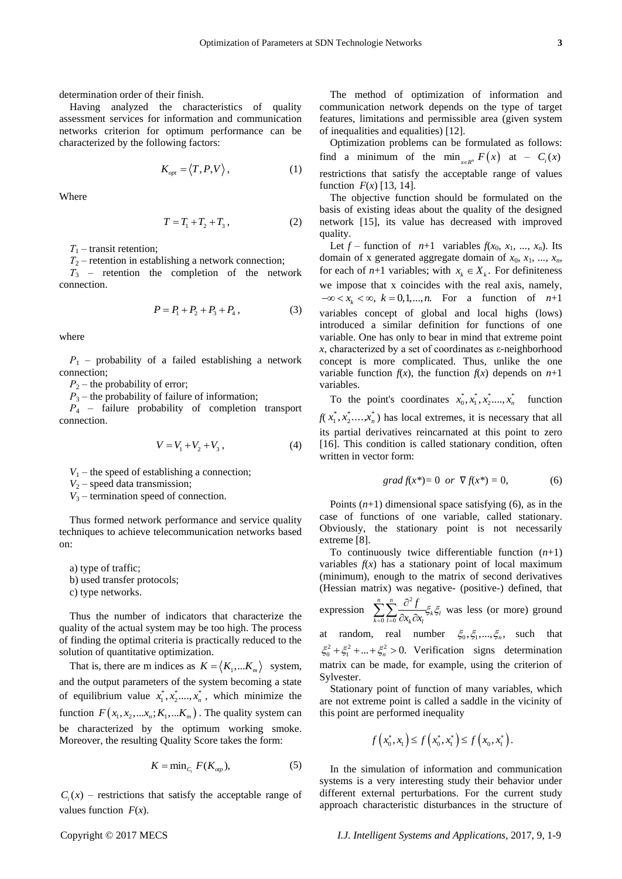determination order of their finish.

Having analyzed the characteristics of quality assessment services for information and communication networks criterion for optimum performance can be characterized by the following factors:

$$K_{opt} = \langle T, P, V \rangle, \quad (1)$$

Where

$$T = T_1 + T_2 + T_3, \quad (2)$$

$T_1$ – transit retention;

$T_2$ – retention in establishing a network connection;

$T_3$ – retention the completion of the network connection.

$$P = P_1 + P_2 + P_3 + P_4, \quad (3)$$

where

$P_1$ – probability of a failed establishing a network connection;

$P_2$ – the probability of error;

$P_3$ – the probability of failure of information;

$P_4$ – failure probability of completion transport connection.

$$V = V_1 + V_2 + V_3, \quad (4)$$

$V_1$ – the speed of establishing a connection;

$V_2$ – speed data transmission;

$V_3$ – termination speed of connection.

Thus formed network performance and service quality techniques to achieve telecommunication networks based on:

a) type of traffic;
b) used transfer protocols;
c) type networks.

Thus the number of indicators that characterize the quality of the actual system may be too high. The process of finding the optimal criteria is practically reduced to the solution of quantitative optimization.

That is, there are m indices as $K = \langle K_1, ...K_m \rangle$ system, and the output parameters of the system becoming a state of equilibrium value $x_1^*, x_2^*, ..., x_n^*$, which minimize the function $F(x_1, x_2, ...x_n; K_1, ...K_m)$. The quality system can be characterized by the optimum working smoke. Moreover, the resulting Quality Score takes the form:

$$K = \min_{C_i} F(K_{otp}), \quad (5)$$

$C_i(x)$ – restrictions that satisfy the acceptable range of values function $F(x)$.

The method of optimization of information and communication network depends on the type of target features, limitations and permissible area (given system of inequalities and equalities) [12].

Optimization problems can be formulated as follows: find a minimum of the $\min_{x \in R^n} F(x)$ at – $C_i(x)$ restrictions that satisfy the acceptable range of values function $F(x)$ [13, 14].

The objective function should be formulated on the basis of existing ideas about the quality of the designed network [15], its value has decreased with improved quality.

Let $f$ – function of $n$+1 variables $f(x_0, x_1, ..., x_n)$. Its domain of x generated aggregate domain of $x_0, x_1, ..., x_n$, for each of $n$+1 variables; with $x_k \in X_k$. For definiteness we impose that x coincides with the real axis, namely, $-\infty < x_k < \infty$, $k = 0,1,...,n$. For a function of $n$+1 variables concept of global and local highs (lows) introduced a similar definition for functions of one variable. One has only to bear in mind that extreme point $x$, characterized by a set of coordinates as ε-neighborhood concept is more complicated. Thus, unlike the one variable function $f(x)$, the function $f(x)$ depends on $n$+1 variables.

To the point's coordinates $x_0^*, x_1^*, x_2^*, ..., x_n^*$ function $f(x_1^*, x_2^*, ..., x_n^*)$ has local extremes, it is necessary that all its partial derivatives reincarnated at this point to zero [16]. This condition is called stationary condition, often written in vector form:

$$grad\, f(x^*) = 0 \;\; or \;\; \nabla f(x^*) = 0, \quad (6)$$

Points ($n$+1) dimensional space satisfying (6), as in the case of functions of one variable, called stationary. Obviously, the stationary point is not necessarily extreme [8].

To continuously twice differentiable function ($n$+1) variables $f(x)$ has a stationary point of local maximum (minimum), enough to the matrix of second derivatives (Hessian matrix) was negative- (positive-) defined, that expression $\sum_{k=0}^{n} \sum_{l=0}^{n} \frac{\partial^2 f}{\partial x_k \partial x_l} \xi_k \xi_l$ was less (or more) ground at random, real number $\xi_0, \xi_1, ..., \xi_n$, such that $\xi_0^2 + \xi_1^2 + ... + \xi_n^2 > 0$. Verification signs determination matrix can be made, for example, using the criterion of Sylvester.

Stationary point of function of many variables, which are not extreme point is called a saddle in the vicinity of this point are performed inequality

$$f(x_0^*, x_1) \leq f(x_0^*, x_1^*) \leq f(x_0, x_1^*).$$

In the simulation of information and communication systems is a very interesting study their behavior under different external perturbations. For the current study approach characteristic disturbances in the structure of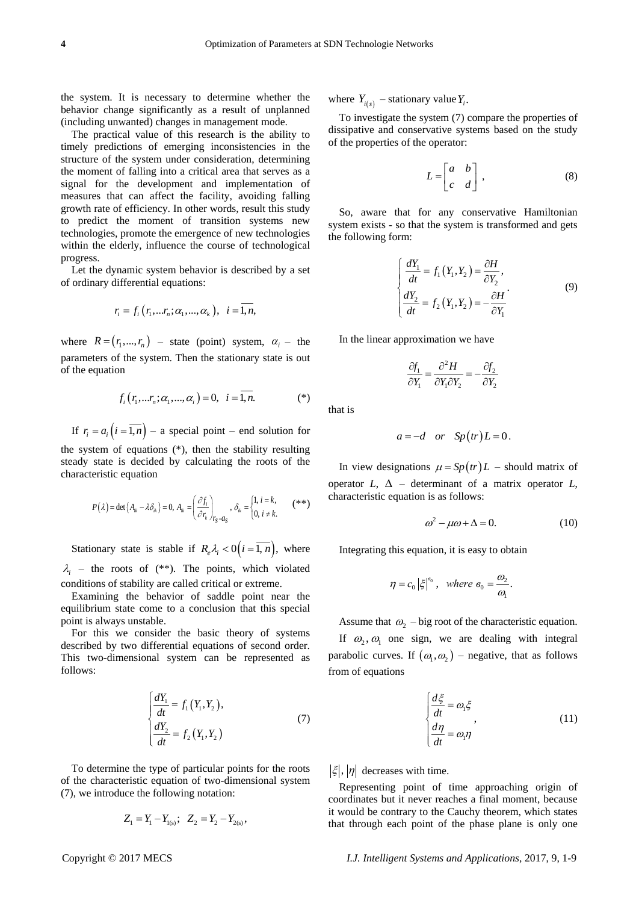the system. It is necessary to determine whether the behavior change significantly as a result of unplanned (including unwanted) changes in management mode.

The practical value of this research is the ability to timely predictions of emerging inconsistencies in the structure of the system under consideration, determining the moment of falling into a critical area that serves as a signal for the development and implementation of measures that can affect the facility, avoiding falling growth rate of efficiency. In other words, result this study to predict the moment of transition systems new technologies, promote the emergence of new technologies within the elderly, influence the course of technological progress.

Let the dynamic system behavior is described by a set of ordinary differential equations:

$$r_i = f_i\left(r_1,...r_n;\alpha_1,...,\alpha_k\right),\ \ i=\overline{1,n},$$

where $R=\left(r_1,...,r_n\right)$ – state (point) system, $\alpha_i$ – the parameters of the system. Then the stationary state is out of the equation

$$f_i\left(r_1,...r_n;\alpha_1,...,\alpha_i\right)=0,\ \ i=\overline{1,n}. \qquad (*)$$

If $r_i = a_i\left(i=\overline{1,n}\right)$ – a special point – end solution for the system of equations (*), then the stability resulting steady state is decided by calculating the roots of the characteristic equation

$$P(\lambda)=\det\left\{A_{ik}-\lambda\delta_{ik}\right\}=0,\ A_{ik}=\left(\frac{\partial f_i}{\partial r_k}\right)_{r_S=a_S},\ \delta_{ik}=\begin{cases}1,\ i=k,\\0,\ i\neq k.\end{cases} \qquad (**)$$

Stationary state is stable if $R_e\lambda_i<0\left(i=\overline{1,n}\right)$, where $\lambda_i$ – the roots of (**). The points, which violated conditions of stability are called critical or extreme.

Examining the behavior of saddle point near the equilibrium state come to a conclusion that this special point is always unstable.

For this we consider the basic theory of systems described by two differential equations of second order. This two-dimensional system can be represented as follows:

$$\begin{cases}\dfrac{dY_1}{dt}=f_1\left(Y_1,Y_2\right),\\[2mm]\dfrac{dY_2}{dt}=f_2\left(Y_1,Y_2\right)\end{cases} \qquad (7)$$

To determine the type of particular points for the roots of the characteristic equation of two-dimensional system (7), we introduce the following notation:

$$Z_1 = Y_1 - Y_{1(s)};\ \ Z_2 = Y_2 - Y_{2(s)},$$

where $Y_{i(s)}$ – stationary value $Y_i$.

To investigate the system (7) compare the properties of dissipative and conservative systems based on the study of the properties of the operator:

$$L=\begin{bmatrix}a & b\\ c & d\end{bmatrix}, \qquad (8)$$

So, aware that for any conservative Hamiltonian system exists - so that the system is transformed and gets the following form:

$$\begin{cases}\dfrac{dY_1}{dt}=f_1\left(Y_1,Y_2\right)=\dfrac{\partial H}{\partial Y_2},\\[2mm]\dfrac{dY_2}{dt}=f_2\left(Y_1,Y_2\right)=-\dfrac{\partial H}{\partial Y_1}\end{cases}. \qquad (9)$$

In the linear approximation we have

$$\frac{\partial f_1}{\partial Y_1}=\frac{\partial^2 H}{\partial Y_1\partial Y_2}=-\frac{\partial f_2}{\partial Y_2}$$

that is

$$a=-d\quad or\quad Sp(tr)L=0.$$

In view designations $\mu = Sp(tr)L$ – should matrix of operator $L$, $\Delta$ – determinant of a matrix operator $L$, characteristic equation is as follows:

$$\omega^2-\mu\omega+\Delta=0. \qquad (10)$$

Integrating this equation, it is easy to obtain

$$\eta = c_0\left|\xi\right|^{\epsilon_0},\quad where\ \epsilon_0=\frac{\omega_2}{\omega_1}.$$

Assume that $\omega_2$ – big root of the characteristic equation.

If $\omega_2,\omega_1$ one sign, we are dealing with integral parabolic curves. If $\left(\omega_1,\omega_2\right)$ – negative, that as follows from of equations

$$\begin{cases}\dfrac{d\xi}{dt}=\omega_1\xi\\[2mm]\dfrac{d\eta}{dt}=\omega_1\eta\end{cases}, \qquad (11)$$

$|\xi|,|\eta|$ decreases with time.

Representing point of time approaching origin of coordinates but it never reaches a final moment, because it would be contrary to the Cauchy theorem, which states that through each point of the phase plane is only one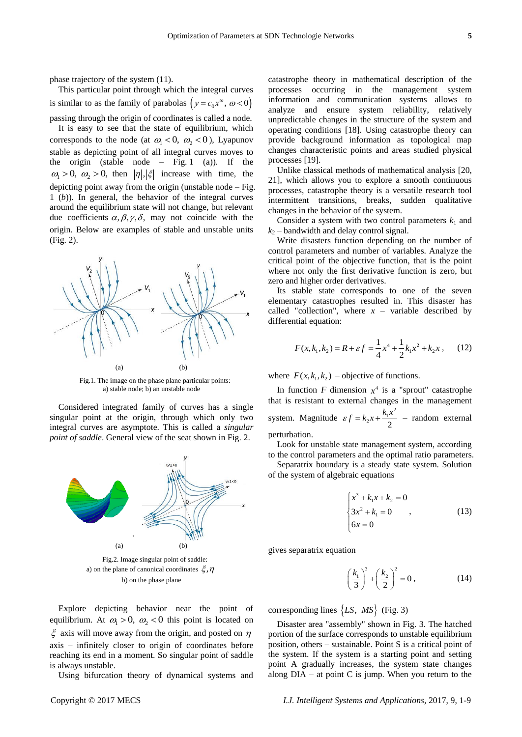phase trajectory of the system (11).

This particular point through which the integral curves is similar to as the family of parabolas $\left(y = c_0 x^{\omega},\ \omega < 0\right)$ passing through the origin of coordinates is called a node.

It is easy to see that the state of equilibrium, which corresponds to the node (at $\omega_1 < 0,\ \omega_2 < 0$), Lyapunov stable as depicting point of all integral curves moves to the origin (stable node – Fig. 1 (a)). If the $\omega_1 > 0,\ \omega_2 > 0$, then $|\eta|, |\xi|$ increase with time, the depicting point away from the origin (unstable node – Fig. 1 (*b*)). In general, the behavior of the integral curves around the equilibrium state will not change, but relevant due coefficients $\alpha, \beta, \gamma, \delta$, may not coincide with the origin. Below are examples of stable and unstable units (Fig. 2).

Fig.1. The image on the phase plane particular points: a) stable node; b) an unstable node

Considered integrated family of curves has a single singular point at the origin, through which only two integral curves are asymptote. This is called a *singular point of saddle*. General view of the seat shown in Fig. 2.

Fig.2. Image singular point of saddle: a) on the plane of canonical coordinates $\xi, \eta$ b) on the phase plane

Explore depicting behavior near the point of equilibrium. At $\omega_1 > 0,\ \omega_2 < 0$ this point is located on $\xi$ axis will move away from the origin, and posted on $\eta$ axis – infinitely closer to origin of coordinates before reaching its end in a moment. So singular point of saddle is always unstable.

Using bifurcation theory of dynamical systems and catastrophe theory in mathematical description of the processes occurring in the management system information and communication systems allows to analyze and ensure system reliability, relatively unpredictable changes in the structure of the system and operating conditions [18]. Using catastrophe theory can provide background information as topological map changes characteristic points and areas studied physical processes [19].

Unlike classical methods of mathematical analysis [20, 21], which allows you to explore a smooth continuous processes, catastrophe theory is a versatile research tool intermittent transitions, breaks, sudden qualitative changes in the behavior of the system.

Consider a system with two control parameters $k_1$ and $k_2$ – bandwidth and delay control signal.

Write disasters function depending on the number of control parameters and number of variables. Analyze the critical point of the objective function, that is the point where not only the first derivative function is zero, but zero and higher order derivatives.

Its stable state corresponds to one of the seven elementary catastrophes resulted in. This disaster has called "collection", where $x$ – variable described by differential equation:

$$F(x, k_1, k_2) = R + \varepsilon f = \frac{1}{4}x^4 + \frac{1}{2}k_1 x^2 + k_2 x\,, \qquad (12)$$

where $F(x, k_1, k_2)$ – objective of functions.

In function $F$ dimension $x^4$ is a "sprout" catastrophe that is resistant to external changes in the management system. Magnitude $\varepsilon f = k_2 x + \dfrac{k_1 x^2}{2}$ – random external perturbation.

Look for unstable state management system, according to the control parameters and the optimal ratio parameters.

Separatrix boundary is a steady state system. Solution of the system of algebraic equations

$$\begin{cases} x^3 + k_1 x + k_2 = 0 \\ 3x^2 + k_1 = 0 \\ 6x = 0 \end{cases}, \qquad (13)$$

gives separatrix equation

$$\left(\frac{k_1}{3}\right)^3 + \left(\frac{k_2}{2}\right)^2 = 0\,, \qquad (14)$$

corresponding lines $\{LS,\ MS\}$ (Fig. 3)

Disaster area "assembly" shown in Fig. 3. The hatched portion of the surface corresponds to unstable equilibrium position, others – sustainable. Point S is a critical point of the system. If the system is a starting point and setting point A gradually increases, the system state changes along DIA – at point C is jump. When you return to the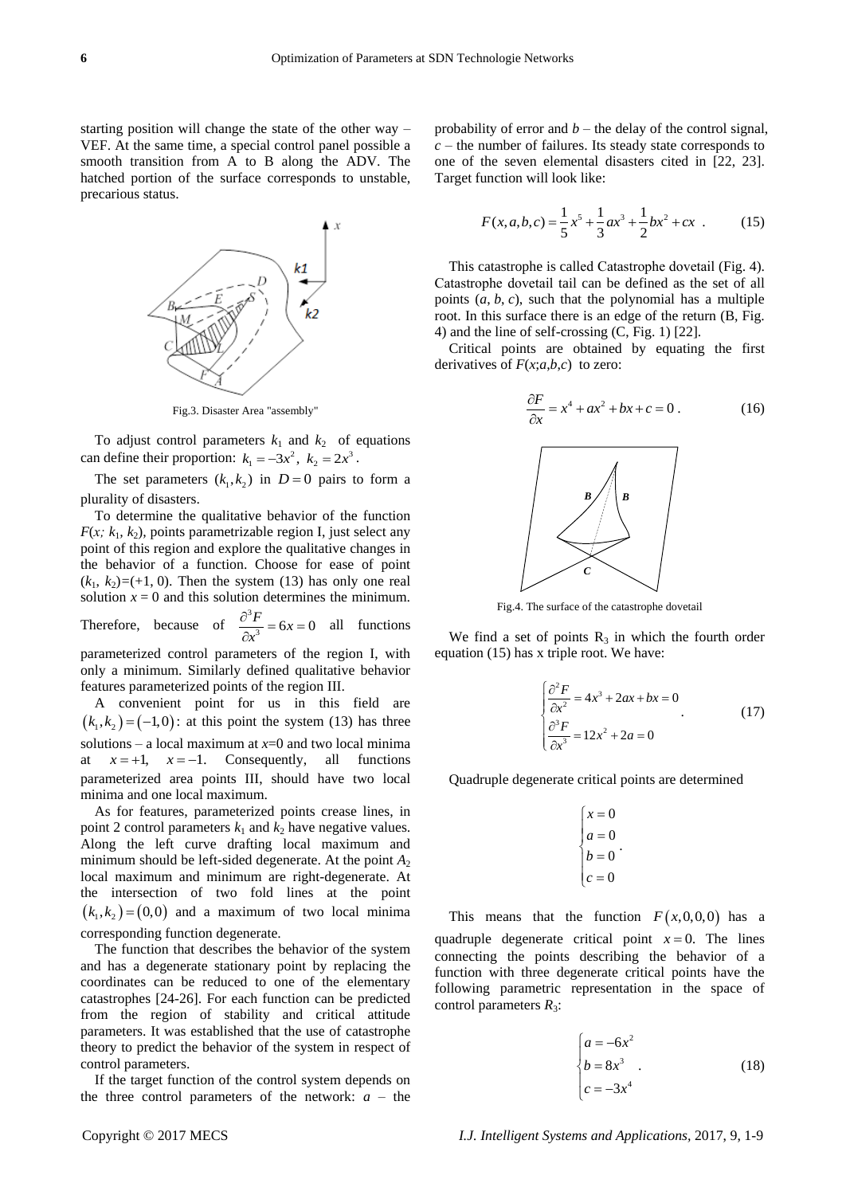starting position will change the state of the other way – VEF. At the same time, a special control panel possible a smooth transition from A to B along the ADV. The hatched portion of the surface corresponds to unstable, precarious status.

Fig.3. Disaster Area "assembly"

To adjust control parameters $k_1$ and $k_2$ of equations can define their proportion: $k_1 = -3x^2$, $k_2 = 2x^3$.

The set parameters $(k_1, k_2)$ in $D = 0$ pairs to form a plurality of disasters.

To determine the qualitative behavior of the function $F(x; k_1, k_2)$, points parametrizable region I, just select any point of this region and explore the qualitative changes in the behavior of a function. Choose for ease of point $(k_1, k_2)=(+1, 0)$. Then the system (13) has only one real solution $x = 0$ and this solution determines the minimum. Therefore, because of $\frac{\partial^3 F}{\partial x^3} = 6x = 0$ all functions parameterized control parameters of the region I, with only a minimum. Similarly defined qualitative behavior features parameterized points of the region III.

A convenient point for us in this field are $(k_1, k_2) = (-1, 0)$: at this point the system (13) has three solutions – a local maximum at $x$=0 and two local minima at $x = +1$, $x = -1$. Consequently, all functions parameterized area points III, should have two local minima and one local maximum.

As for features, parameterized points crease lines, in point 2 control parameters $k_1$ and $k_2$ have negative values. Along the left curve drafting local maximum and minimum should be left-sided degenerate. At the point $A_2$ local maximum and minimum are right-degenerate. At the intersection of two fold lines at the point $(k_1, k_2) = (0,0)$ and a maximum of two local minima corresponding function degenerate.

The function that describes the behavior of the system and has a degenerate stationary point by replacing the coordinates can be reduced to one of the elementary catastrophes [24-26]. For each function can be predicted from the region of stability and critical attitude parameters. It was established that the use of catastrophe theory to predict the behavior of the system in respect of control parameters.

If the target function of the control system depends on the three control parameters of the network: $a$ – the probability of error and $b$ – the delay of the control signal, $c$ – the number of failures. Its steady state corresponds to one of the seven elemental disasters cited in [22, 23]. Target function will look like:

$$F(x,a,b,c) = \frac{1}{5}x^5 + \frac{1}{3}ax^3 + \frac{1}{2}bx^2 + cx \quad . \tag{15}$$

This catastrophe is called Catastrophe dovetail (Fig. 4). Catastrophe dovetail tail can be defined as the set of all points $(a, b, c)$, such that the polynomial has a multiple root. In this surface there is an edge of the return (B, Fig. 4) and the line of self-crossing (C, Fig. 1) [22].

Critical points are obtained by equating the first derivatives of $F(x;a,b,c)$ to zero:

$$\frac{\partial F}{\partial x} = x^4 + ax^2 + bx + c = 0 \, . \tag{16}$$

Fig.4. The surface of the catastrophe dovetail

We find a set of points $R_3$ in which the fourth order equation (15) has x triple root. We have:

$$\begin{cases} \frac{\partial^2 F}{\partial x^2} = 4x^3 + 2ax + bx = 0 \\ \frac{\partial^3 F}{\partial x^3} = 12x^2 + 2a = 0 \end{cases} . \tag{17}$$

Quadruple degenerate critical points are determined

$$\begin{cases} x = 0 \\ a = 0 \\ b = 0 \\ c = 0 \end{cases} .$$

This means that the function $F(x,0,0,0)$ has a quadruple degenerate critical point $x = 0$. The lines connecting the points describing the behavior of a function with three degenerate critical points have the following parametric representation in the space of control parameters $R_3$:

$$\begin{cases} a = -6x^2 \\ b = 8x^3 \\ c = -3x^4 \end{cases} . \tag{18}$$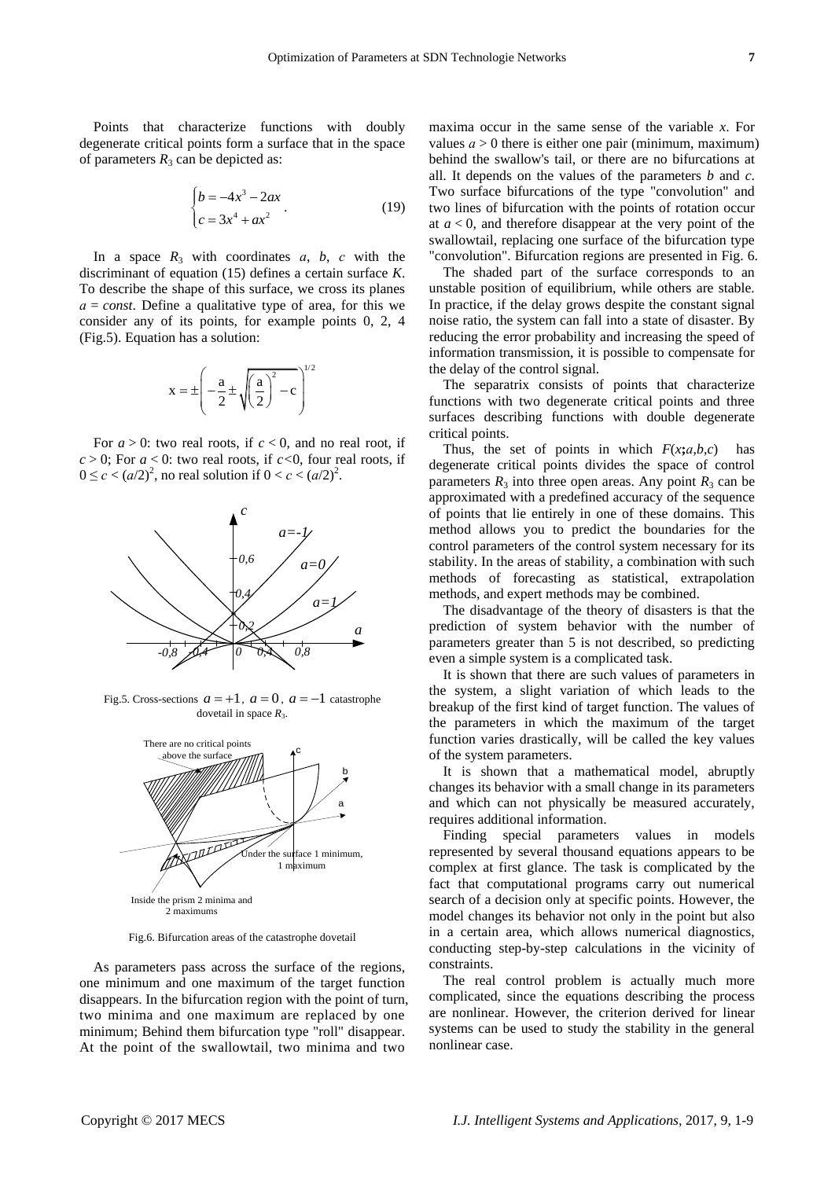Points that characterize functions with doubly degenerate critical points form a surface that in the space of parameters $R_3$ can be depicted as:

$$\begin{cases} b = -4x^3 - 2ax \\ c = 3x^4 + ax^2 \end{cases} . \tag{19}$$

In a space $R_3$ with coordinates $a$, $b$, $c$ with the discriminant of equation (15) defines a certain surface $K$. To describe the shape of this surface, we cross its planes $a = const$. Define a qualitative type of area, for this we consider any of its points, for example points 0, 2, 4 (Fig.5). Equation has a solution:

$$x = \pm\left(-\frac{a}{2} \pm \sqrt{\left(\frac{a}{2}\right)^2 - c}\right)^{1/2}$$

For $a > 0$: two real roots, if $c < 0$, and no real root, if $c > 0$; For $a < 0$: two real roots, if $c<0$, four real roots, if $0 \le c < (a/2)^2$, no real solution if $0 < c < (a/2)^2$.

Fig.5. Cross-sections $a = +1$, $a = 0$, $a = -1$ catastrophe dovetail in space $R_3$.

Fig.6. Bifurcation areas of the catastrophe dovetail

As parameters pass across the surface of the regions, one minimum and one maximum of the target function disappears. In the bifurcation region with the point of turn, two minima and one maximum are replaced by one minimum; Behind them bifurcation type "roll" disappear. At the point of the swallowtail, two minima and two maxima occur in the same sense of the variable $x$. For values $a > 0$ there is either one pair (minimum, maximum) behind the swallow's tail, or there are no bifurcations at all. It depends on the values of the parameters $b$ and $c$. Two surface bifurcations of the type "convolution" and two lines of bifurcation with the points of rotation occur at $a < 0$, and therefore disappear at the very point of the swallowtail, replacing one surface of the bifurcation type "convolution". Bifurcation regions are presented in Fig. 6.

The shaded part of the surface corresponds to an unstable position of equilibrium, while others are stable. In practice, if the delay grows despite the constant signal noise ratio, the system can fall into a state of disaster. By reducing the error probability and increasing the speed of information transmission, it is possible to compensate for the delay of the control signal.

The separatrix consists of points that characterize functions with two degenerate critical points and three surfaces describing functions with double degenerate critical points.

Thus, the set of points in which $F(x;a,b,c)$ has degenerate critical points divides the space of control parameters $R_3$ into three open areas. Any point $R_3$ can be approximated with a predefined accuracy of the sequence of points that lie entirely in one of these domains. This method allows you to predict the boundaries for the control parameters of the control system necessary for its stability. In the areas of stability, a combination with such methods of forecasting as statistical, extrapolation methods, and expert methods may be combined.

The disadvantage of the theory of disasters is that the prediction of system behavior with the number of parameters greater than 5 is not described, so predicting even a simple system is a complicated task.

It is shown that there are such values of parameters in the system, a slight variation of which leads to the breakup of the first kind of target function. The values of the parameters in which the maximum of the target function varies drastically, will be called the key values of the system parameters.

It is shown that a mathematical model, abruptly changes its behavior with a small change in its parameters and which can not physically be measured accurately, requires additional information.

Finding special parameters values in models represented by several thousand equations appears to be complex at first glance. The task is complicated by the fact that computational programs carry out numerical search of a decision only at specific points. However, the model changes its behavior not only in the point but also in a certain area, which allows numerical diagnostics, conducting step-by-step calculations in the vicinity of constraints.

The real control problem is actually much more complicated, since the equations describing the process are nonlinear. However, the criterion derived for linear systems can be used to study the stability in the general nonlinear case.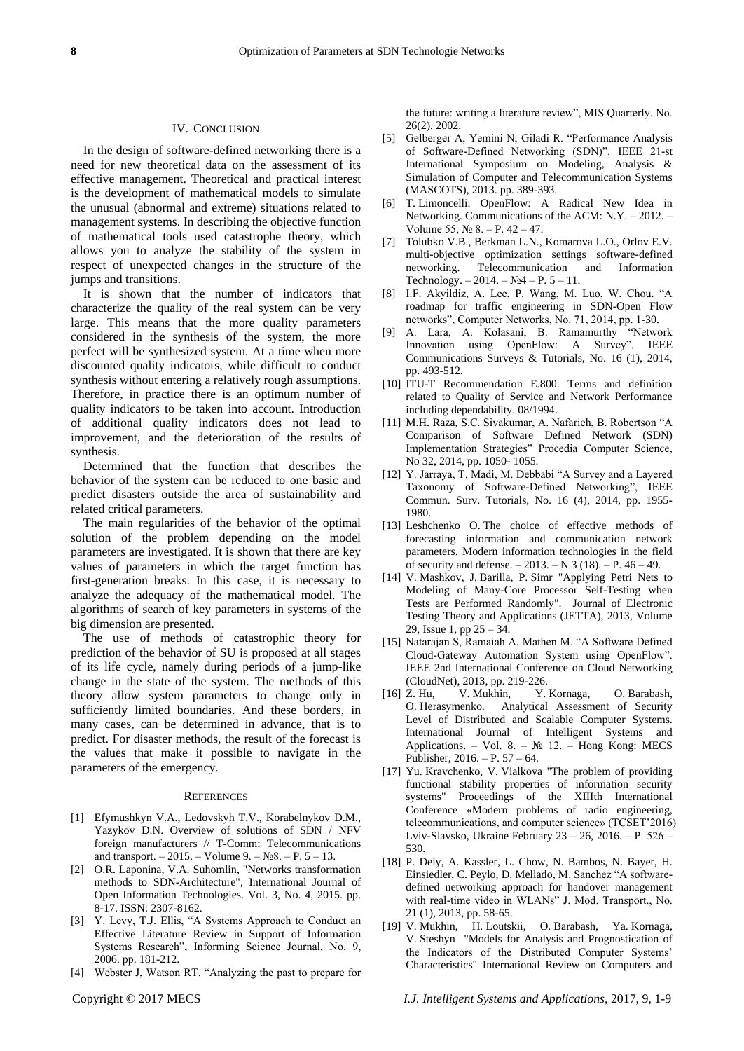## IV. Conclusion

In the design of software-defined networking there is a need for new theoretical data on the assessment of its effective management. Theoretical and practical interest is the development of mathematical models to simulate the unusual (abnormal and extreme) situations related to management systems. In describing the objective function of mathematical tools used catastrophe theory, which allows you to analyze the stability of the system in respect of unexpected changes in the structure of the jumps and transitions.

It is shown that the number of indicators that characterize the quality of the real system can be very large. This means that the more quality parameters considered in the synthesis of the system, the more perfect will be synthesized system. At a time when more discounted quality indicators, while difficult to conduct synthesis without entering a relatively rough assumptions. Therefore, in practice there is an optimum number of quality indicators to be taken into account. Introduction of additional quality indicators does not lead to improvement, and the deterioration of the results of synthesis.

Determined that the function that describes the behavior of the system can be reduced to one basic and predict disasters outside the area of sustainability and related critical parameters.

The main regularities of the behavior of the optimal solution of the problem depending on the model parameters are investigated. It is shown that there are key values of parameters in which the target function has first-generation breaks. In this case, it is necessary to analyze the adequacy of the mathematical model. The algorithms of search of key parameters in systems of the big dimension are presented.

The use of methods of catastrophic theory for prediction of the behavior of SU is proposed at all stages of its life cycle, namely during periods of a jump-like change in the state of the system. The methods of this theory allow system parameters to change only in sufficiently limited boundaries. And these borders, in many cases, can be determined in advance, that is to predict. For disaster methods, the result of the forecast is the values that make it possible to navigate in the parameters of the emergency.

## References

[1] Efymushkyn V.A., Ledovskyh T.V., Korabelnykov D.M., Yazykov D.N. Overview of solutions of SDN / NFV foreign manufacturers // T-Comm: Telecommunications and transport. – 2015. – Volume 9. – №8. – P. 5 – 13.

[2] O.R. Laponina, V.A. Suhomlin, "Networks transformation methods to SDN-Architecture", International Journal of Open Information Technologies. Vol. 3, No. 4, 2015. pp. 8-17. ISSN: 2307-8162.

[3] Y. Levy, T.J. Ellis, "A Systems Approach to Conduct an Effective Literature Review in Support of Information Systems Research", Informing Science Journal, No. 9, 2006. pp. 181-212.

[4] Webster J, Watson RT. "Analyzing the past to prepare for the future: writing a literature review", MIS Quarterly. No. 26(2). 2002.

[5] Gelberger A, Yemini N, Giladi R. "Performance Analysis of Software-Defined Networking (SDN)". IEEE 21-st International Symposium on Modeling, Analysis & Simulation of Computer and Telecommunication Systems (MASCOTS), 2013. pp. 389-393.

[6] T. Limoncelli. OpenFlow: A Radical New Idea in Networking. Communications of the ACM: N.Y. – 2012. – Volume 55, № 8. – P. 42 – 47.

[7] Tolubko V.B., Berkman L.N., Komarova L.O., Orlov E.V. multi-objective optimization settings software-defined networking. Telecommunication and Information Technology. – 2014. – №4 – P. 5 – 11.

[8] I.F. Akyildiz, A. Lee, P. Wang, M. Luo, W. Chou. "A roadmap for traffic engineering in SDN-Open Flow networks", Computer Networks, No. 71, 2014, pp. 1-30.

[9] A. Lara, A. Kolasani, B. Ramamurthy "Network Innovation using OpenFlow: A Survey", IEEE Communications Surveys & Tutorials, No. 16 (1), 2014, pp. 493-512.

[10] ITU-T Recommendation E.800. Terms and definition related to Quality of Service and Network Performance including dependability. 08/1994.

[11] M.H. Raza, S.C. Sivakumar, A. Nafarieh, B. Robertson "A Comparison of Software Defined Network (SDN) Implementation Strategies" Procedia Computer Science, No 32, 2014, pp. 1050- 1055.

[12] Y. Jarraya, T. Madi, M. Debbabi "A Survey and a Layered Taxonomy of Software-Defined Networking", IEEE Commun. Surv. Tutorials, No. 16 (4), 2014, pp. 1955-1980.

[13] Leshchenko O. The choice of effective methods of forecasting information and communication network parameters. Modern information technologies in the field of security and defense. – 2013. – N 3 (18). – P. 46 – 49.

[14] V. Mashkov, J. Barilla, P. Simr "Applying Petri Nets to Modeling of Many-Core Processor Self-Testing when Tests are Performed Randomly". Journal of Electronic Testing Theory and Applications (JETTA), 2013, Volume 29, Issue 1, pp 25 – 34.

[15] Natarajan S, Ramaiah A, Mathen M. "A Software Defined Cloud-Gateway Automation System using OpenFlow". IEEE 2nd International Conference on Cloud Networking (CloudNet), 2013, pp. 219-226.

[16] Z. Hu, V. Mukhin, Y. Kornaga, O. Barabash, O. Herasymenko. Analytical Assessment of Security Level of Distributed and Scalable Computer Systems. International Journal of Intelligent Systems and Applications. – Vol. 8. – № 12. – Hong Kong: MECS Publisher, 2016. – P. 57 – 64.

[17] Yu. Kravchenko, V. Vialkova "The problem of providing functional stability properties of information security systems" Proceedings of the XIIIth International Conference «Modern problems of radio engineering, telecommunications, and computer science» (TCSET'2016) Lviv-Slavsko, Ukraine February 23 – 26, 2016. – P. 526 – 530.

[18] P. Dely, A. Kassler, L. Chow, N. Bambos, N. Bayer, H. Einsiedler, C. Peylo, D. Mellado, M. Sanchez "A software-defined networking approach for handover management with real-time video in WLANs" J. Mod. Transport., No. 21 (1), 2013, pp. 58-65.

[19] V. Mukhin, H. Loutskii, O. Barabash, Ya. Kornaga, V. Steshyn "Models for Analysis and Prognostication of the Indicators of the Distributed Computer Systems' Characteristics" International Review on Computers and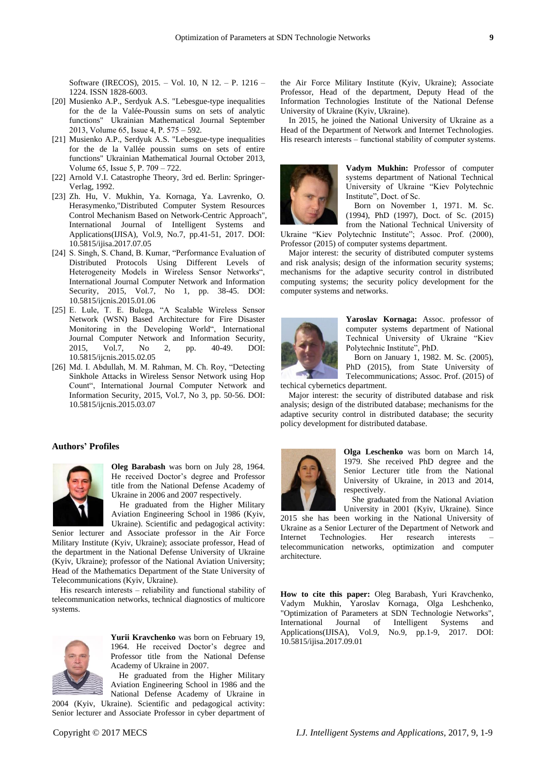Software (IRECOS), 2015. – Vol. 10, N 12. – P. 1216 – 1224. ISSN 1828-6003.

[20] Musienko A.P., Serdyuk A.S. "Lebesgue-type inequalities for the de la Valée-Poussin sums on sets of analytic functions" Ukrainian Mathematical Journal September 2013, Volume 65, Issue 4, P. 575 – 592.

[21] Musienko A.P., Serdyuk A.S. "Lebesgue-type inequalities for the de la Vallée poussin sums on sets of entire functions" Ukrainian Mathematical Journal October 2013, Volume 65, Issue 5, P. 709 – 722.

[22] Arnold V.I. Catastrophe Theory, 3rd ed. Berlin: Springer-Verlag, 1992.

[23] Zh. Hu, V. Mukhin, Ya. Kornaga, Ya. Lavrenko, O. Herasymenko,"Distributed Computer System Resources Control Mechanism Based on Network-Centric Approach", International Journal of Intelligent Systems and Applications(IJISA), Vol.9, No.7, pp.41-51, 2017. DOI: 10.5815/ijisa.2017.07.05

[24] S. Singh, S. Chand, B. Kumar, "Performance Evaluation of Distributed Protocols Using Different Levels of Heterogeneity Models in Wireless Sensor Networks", International Journal Computer Network and Information Security, 2015, Vol.7, No 1, pp. 38-45. DOI: 10.5815/ijcnis.2015.01.06

[25] E. Lule, T. E. Bulega, "A Scalable Wireless Sensor Network (WSN) Based Architecture for Fire Disaster Monitoring in the Developing World", International Journal Computer Network and Information Security, 2015, Vol.7, No 2, pp. 40-49. DOI: 10.5815/ijcnis.2015.02.05

[26] Md. I. Abdullah, M. M. Rahman, M. Ch. Roy, "Detecting Sinkhole Attacks in Wireless Sensor Network using Hop Count", International Journal Computer Network and Information Security, 2015, Vol.7, No 3, pp. 50-56. DOI: 10.5815/ijcnis.2015.03.07

## Authors' Profiles

**Oleg Barabash** was born on July 28, 1964. He received Doctor's degree and Professor title from the National Defense Academy of Ukraine in 2006 and 2007 respectively.

He graduated from the Higher Military Aviation Engineering School in 1986 (Kyiv, Ukraine). Scientific and pedagogical activity: Senior lecturer and Associate professor in the Air Force Military Institute (Kyiv, Ukraine); associate professor, Head of the department in the National Defense University of Ukraine (Kyiv, Ukraine); professor of the National Aviation University; Head of the Mathematics Department of the State University of Telecommunications (Kyiv, Ukraine).

His research interests – reliability and functional stability of telecommunication networks, technical diagnostics of multicore systems.

**Yurii Kravchenko** was born on February 19, 1964. He received Doctor's degree and Professor title from the National Defense Academy of Ukraine in 2007.

He graduated from the Higher Military Aviation Engineering School in 1986 and the National Defense Academy of Ukraine in 2004 (Kyiv, Ukraine). Scientific and pedagogical activity: Senior lecturer and Associate Professor in cyber department of the Air Force Military Institute (Kyiv, Ukraine); Associate Professor, Head of the department, Deputy Head of the Information Technologies Institute of the National Defense University of Ukraine (Kyiv, Ukraine).

In 2015, he joined the National University of Ukraine as a Head of the Department of Network and Internet Technologies. His research interests – functional stability of computer systems.

**Vadym Mukhin:** Professor of computer systems department of National Technical University of Ukraine "Kiev Polytechnic Institute", Doct. of Sc.

Born on November 1, 1971. M. Sc. (1994), PhD (1997), Doct. of Sc. (2015) from the National Technical University of Ukraine "Kiev Polytechnic Institute"; Assoc. Prof. (2000), Professor (2015) of computer systems department.

Major interest: the security of distributed computer systems and risk analysis; design of the information security systems; mechanisms for the adaptive security control in distributed computing systems; the security policy development for the computer systems and networks.

**Yaroslav Kornaga:** Assoc. professor of computer systems department of National Technical University of Ukraine "Kiev Polytechnic Institute", PhD.

Born on January 1, 1982. M. Sc. (2005), PhD (2015), from State University of Telecommunications; Assoc. Prof. (2015) of techical cybernetics department.

Major interest: the security of distributed database and risk analysis; design of the distributed database; mechanisms for the adaptive security control in distributed database; the security policy development for distributed database.

**Olga Leschenko** was born on March 14, 1979. She received PhD degree and the Senior Lecturer title from the National University of Ukraine, in 2013 and 2014, respectively.

She graduated from the National Aviation University in 2001 (Kyiv, Ukraine). Since 2015 she has been working in the National University of Ukraine as a Senior Lecturer of the Department of Network and Internet Technologies. Her research interests – telecommunication networks, optimization and computer architecture.

**How to cite this paper:** Oleg Barabash, Yuri Kravchenko, Vadym Mukhin, Yaroslav Kornaga, Olga Leshchenko, "Optimization of Parameters at SDN Technologie Networks", International Journal of Intelligent Systems and Applications(IJISA), Vol.9, No.9, pp.1-9, 2017. DOI: 10.5815/ijisa.2017.09.01